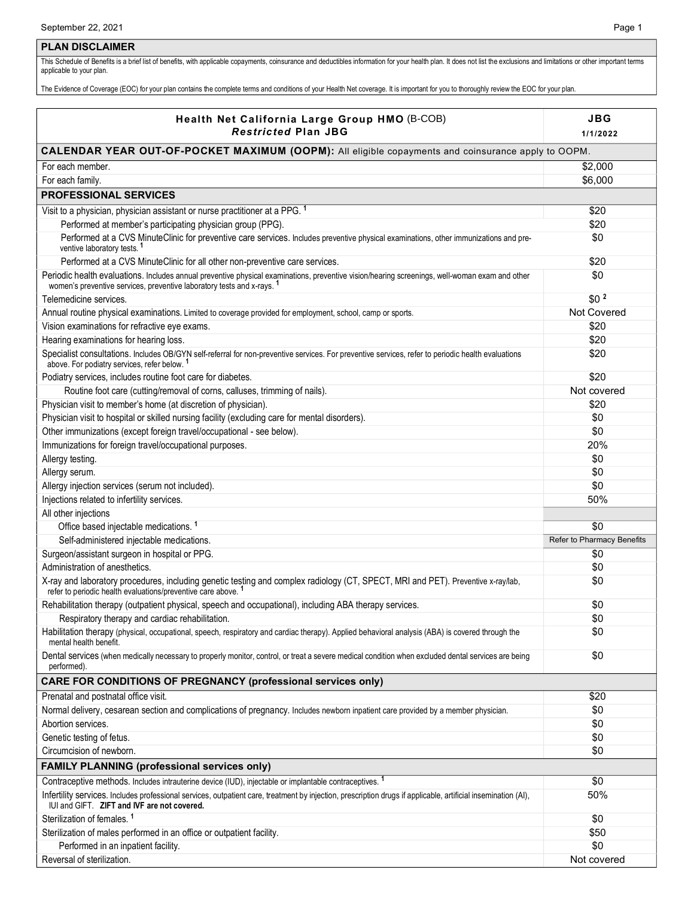## PLAN DISCLAIMER

This Schedule of Benefits is a brief list of benefits, with applicable copayments, coinsurance and deductibles information for your health plan. It does not list the exclusions and limitations or other important terms applicable to your plan.

The Evidence of Coverage (EOC) for your plan contains the complete terms and conditions of your Health Net coverage. It is important for you to thoroughly review the EOC for your plan.

| **Health Net California Large Group HMO** (B-COB) ***Restricted* Plan JBG** | **JBG** **1/1/2022** |
|---|---|
| **CALENDAR YEAR OUT-OF-POCKET MAXIMUM (OOPM):** All eligible copayments and coinsurance apply to OOPM. | |
| For each member. | $2,000 |
| For each family. | $6,000 |
| **PROFESSIONAL SERVICES** | |
| Visit to a physician, physician assistant or nurse practitioner at a PPG. [1] | $20 |
| Performed at member's participating physician group (PPG). | $20 |
| Performed at a CVS MinuteClinic for preventive care services. Includes preventive physical examinations, other immunizations and preventive laboratory tests. [1] | $0 |
| Performed at a CVS MinuteClinic for all other non-preventive care services. | $20 |
| Periodic health evaluations. Includes annual preventive physical examinations, preventive vision/hearing screenings, well-woman exam and other women's preventive services, preventive laboratory tests and x-rays. [1] | $0 |
| Telemedicine services. | $0 [2] |
| Annual routine physical examinations. Limited to coverage provided for employment, school, camp or sports. | Not Covered |
| Vision examinations for refractive eye exams. | $20 |
| Hearing examinations for hearing loss. | $20 |
| Specialist consultations. Includes OB/GYN self-referral for non-preventive services. For preventive services, refer to periodic health evaluations above. For podiatry services, refer below. [1] | $20 |
| Podiatry services, includes routine foot care for diabetes. | $20 |
| Routine foot care (cutting/removal of corns, calluses, trimming of nails). | Not covered |
| Physician visit to member's home (at discretion of physician). | $20 |
| Physician visit to hospital or skilled nursing facility (excluding care for mental disorders). | $0 |
| Other immunizations (except foreign travel/occupational - see below). | $0 |
| Immunizations for foreign travel/occupational purposes. | 20% |
| Allergy testing. | $0 |
| Allergy serum. | $0 |
| Allergy injection services (serum not included). | $0 |
| Injections related to infertility services. | 50% |
| All other injections | |
| Office based injectable medications. [1] | $0 |
| Self-administered injectable medications. | Refer to Pharmacy Benefits |
| Surgeon/assistant surgeon in hospital or PPG. | $0 |
| Administration of anesthetics. | $0 |
| X-ray and laboratory procedures, including genetic testing and complex radiology (CT, SPECT, MRI and PET). Preventive x-ray/lab, refer to periodic health evaluations/preventive care above. [1] | $0 |
| Rehabilitation therapy (outpatient physical, speech and occupational), including ABA therapy services. | $0 |
| Respiratory therapy and cardiac rehabilitation. | $0 |
| Habilitation therapy (physical, occupational, speech, respiratory and cardiac therapy). Applied behavioral analysis (ABA) is covered through the mental health benefit. | $0 |
| Dental services (when medically necessary to properly monitor, control, or treat a severe medical condition when excluded dental services are being performed). | $0 |
| **CARE FOR CONDITIONS OF PREGNANCY (professional services only)** | |
| Prenatal and postnatal office visit. | $20 |
| Normal delivery, cesarean section and complications of pregnancy. Includes newborn inpatient care provided by a member physician. | $0 |
| Abortion services. | $0 |
| Genetic testing of fetus. | $0 |
| Circumcision of newborn. | $0 |
| **FAMILY PLANNING (professional services only)** | |
| Contraceptive methods. Includes intrauterine device (IUD), injectable or implantable contraceptives. [1] | $0 |
| Infertility services. Includes professional services, outpatient care, treatment by injection, prescription drugs if applicable, artificial insemination (AI), IUI and GIFT. **ZIFT and IVF are not covered.** | 50% |
| Sterilization of females. [1] | $0 |
| Sterilization of males performed in an office or outpatient facility. | $50 |
| Performed in an inpatient facility. | $0 |
| Reversal of sterilization. | Not covered |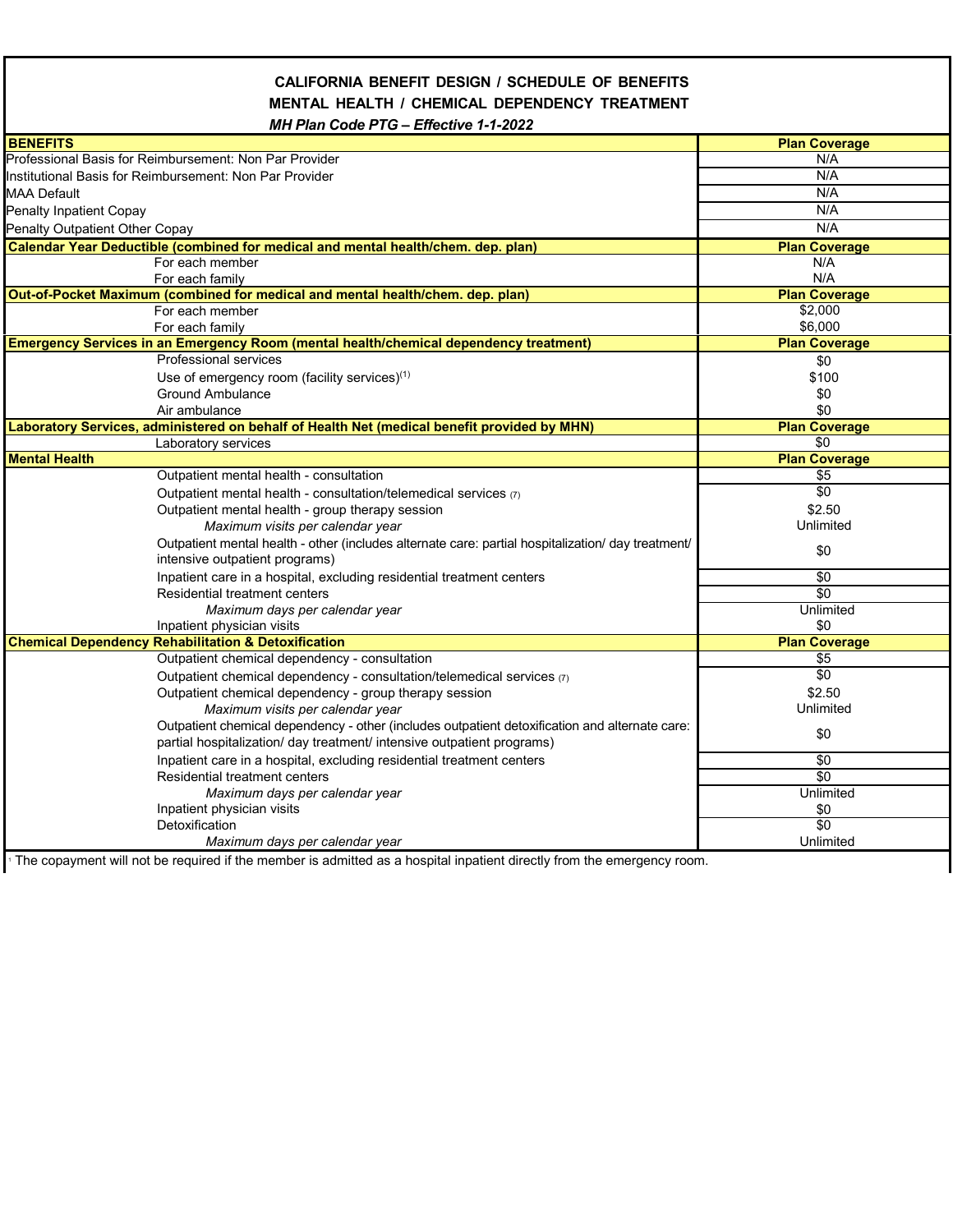**CALIFORNIA BENEFIT DESIGN / SCHEDULE OF BENEFITS**

**MENTAL HEALTH / CHEMICAL DEPENDENCY TREATMENT**

***MH Plan Code PTG – Effective 1-1-2022***

| **BENEFITS** | **Plan Coverage** |
|---|---|
| Professional Basis for Reimbursement: Non Par Provider | N/A |
| Institutional Basis for Reimbursement: Non Par Provider | N/A |
| MAA Default | N/A |
| Penalty Inpatient Copay | N/A |
| Penalty Outpatient Other Copay | N/A |
| **Calendar Year Deductible (combined for medical and mental health/chem. dep. plan)** | **Plan Coverage** |
| For each member | N/A |
| For each family | N/A |
| **Out-of-Pocket Maximum (combined for medical and mental health/chem. dep. plan)** | **Plan Coverage** |
| For each member | $2,000 |
| For each family | $6,000 |
| **Emergency Services in an Emergency Room (mental health/chemical dependency treatment)** | **Plan Coverage** |
| Professional services | $0 |
| Use of emergency room (facility services)[1] | $100 |
| Ground Ambulance | $0 |
| Air ambulance | $0 |
| **Laboratory Services, administered on behalf of Health Net (medical benefit provided by MHN)** | **Plan Coverage** |
| Laboratory services | $0 |
| **Mental Health** | **Plan Coverage** |
| Outpatient mental health - consultation | $5 |
| Outpatient mental health - consultation/telemedical services (7) | $0 |
| Outpatient mental health - group therapy session | $2.50 |
| *Maximum visits per calendar year* | Unlimited |
| Outpatient mental health - other (includes alternate care: partial hospitalization/ day treatment/ intensive outpatient programs) | $0 |
| Inpatient care in a hospital, excluding residential treatment centers | $0 |
| Residential treatment centers | $0 |
| *Maximum days per calendar year* | Unlimited |
| Inpatient physician visits | $0 |
| **Chemical Dependency Rehabilitation & Detoxification** | **Plan Coverage** |
| Outpatient chemical dependency - consultation | $5 |
| Outpatient chemical dependency - consultation/telemedical services (7) | $0 |
| Outpatient chemical dependency - group therapy session | $2.50 |
| *Maximum visits per calendar year* | Unlimited |
| Outpatient chemical dependency - other (includes outpatient detoxification and alternate care: partial hospitalization/ day treatment/ intensive outpatient programs) | $0 |
| Inpatient care in a hospital, excluding residential treatment centers | $0 |
| Residential treatment centers | $0 |
| *Maximum days per calendar year* | Unlimited |
| Inpatient physician visits | $0 |
| Detoxification | $0 |
| *Maximum days per calendar year* | Unlimited |

[1] The copayment will not be required if the member is admitted as a hospital inpatient directly from the emergency room.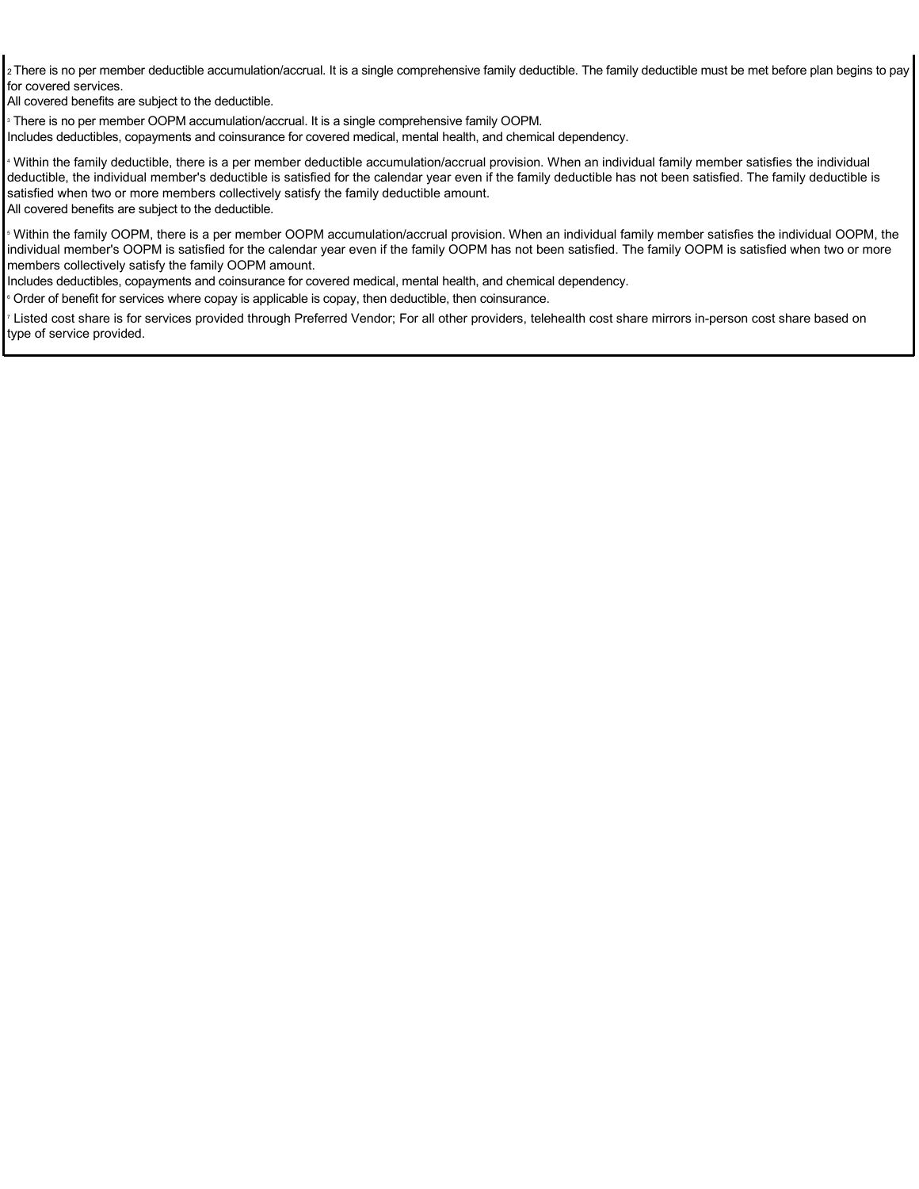[2] There is no per member deductible accumulation/accrual. It is a single comprehensive family deductible. The family deductible must be met before plan begins to pay for covered services.
All covered benefits are subject to the deductible.

[3] There is no per member OOPM accumulation/accrual. It is a single comprehensive family OOPM.
Includes deductibles, copayments and coinsurance for covered medical, mental health, and chemical dependency.

[4] Within the family deductible, there is a per member deductible accumulation/accrual provision. When an individual family member satisfies the individual deductible, the individual member's deductible is satisfied for the calendar year even if the family deductible has not been satisfied. The family deductible is satisfied when two or more members collectively satisfy the family deductible amount.
All covered benefits are subject to the deductible.

[5] Within the family OOPM, there is a per member OOPM accumulation/accrual provision. When an individual family member satisfies the individual OOPM, the individual member's OOPM is satisfied for the calendar year even if the family OOPM has not been satisfied. The family OOPM is satisfied when two or more members collectively satisfy the family OOPM amount.
Includes deductibles, copayments and coinsurance for covered medical, mental health, and chemical dependency.

[6] Order of benefit for services where copay is applicable is copay, then deductible, then coinsurance.

[7] Listed cost share is for services provided through Preferred Vendor; For all other providers, telehealth cost share mirrors in-person cost share based on type of service provided.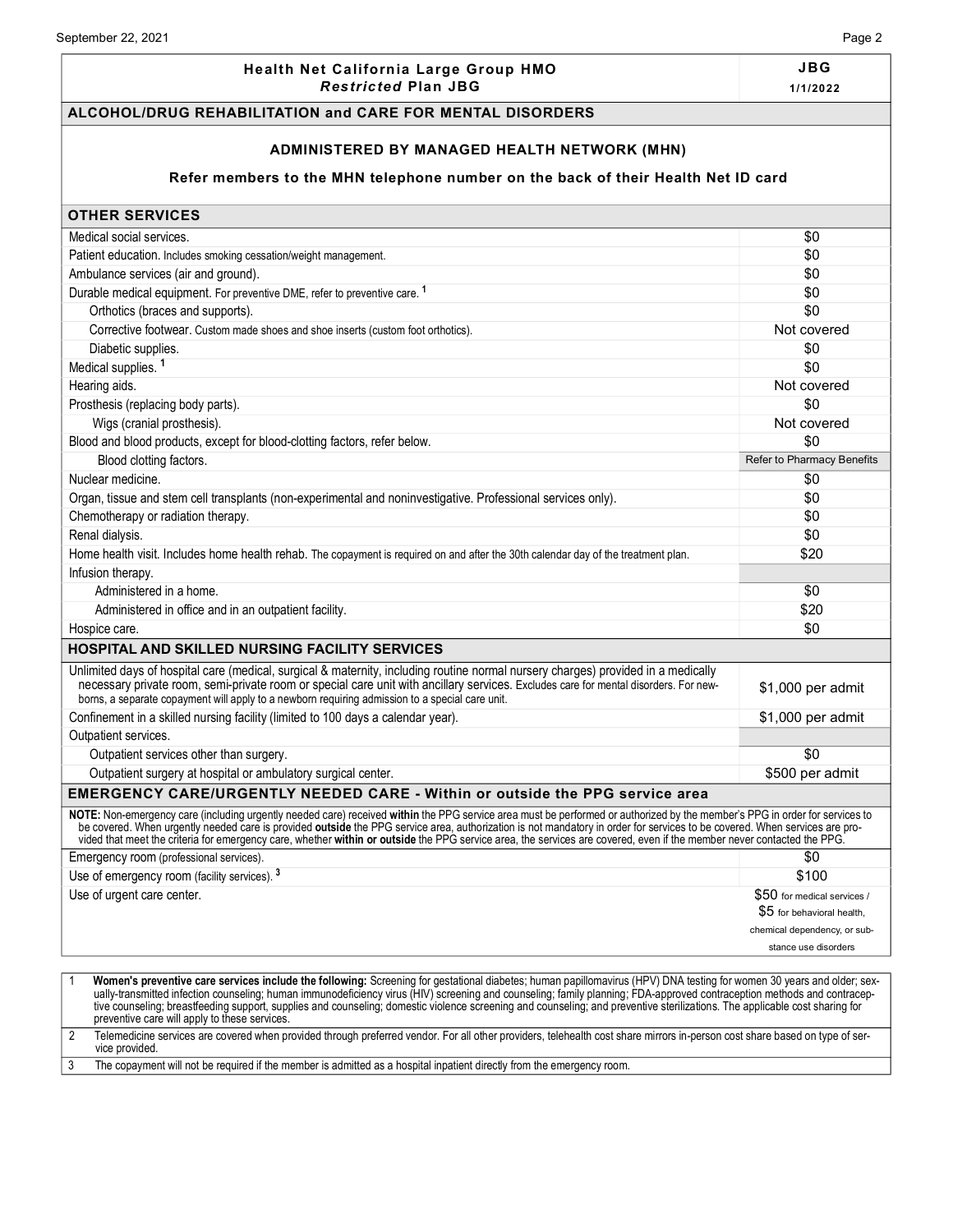| Health Net California Large Group HMO *Restricted* Plan JBG | JBG 1/1/2022 |
|---|---|
| **ALCOHOL/DRUG REHABILITATION and CARE FOR MENTAL DISORDERS** | |
| **ADMINISTERED BY MANAGED HEALTH NETWORK (MHN)** Refer members to the MHN telephone number on the back of their Health Net ID card | |
| **OTHER SERVICES** | |
| Medical social services. | $0 |
| Patient education. Includes smoking cessation/weight management. | $0 |
| Ambulance services (air and ground). | $0 |
| Durable medical equipment. For preventive DME, refer to preventive care. [1] | $0 |
| Orthotics (braces and supports). | $0 |
| Corrective footwear. Custom made shoes and shoe inserts (custom foot orthotics). | Not covered |
| Diabetic supplies. | $0 |
| Medical supplies. [1] | $0 |
| Hearing aids. | Not covered |
| Prosthesis (replacing body parts). | $0 |
| Wigs (cranial prosthesis). | Not covered |
| Blood and blood products, except for blood-clotting factors, refer below. | $0 |
| Blood clotting factors. | Refer to Pharmacy Benefits |
| Nuclear medicine. | $0 |
| Organ, tissue and stem cell transplants (non-experimental and noninvestigative. Professional services only). | $0 |
| Chemotherapy or radiation therapy. | $0 |
| Renal dialysis. | $0 |
| Home health visit. Includes home health rehab. The copayment is required on and after the 30th calendar day of the treatment plan. | $20 |
| Infusion therapy. | |
| Administered in a home. | $0 |
| Administered in office and in an outpatient facility. | $20 |
| Hospice care. | $0 |
| **HOSPITAL AND SKILLED NURSING FACILITY SERVICES** | |
| Unlimited days of hospital care (medical, surgical & maternity, including routine normal nursery charges) provided in a medically necessary private room, semi-private room or special care unit with ancillary services. Excludes care for mental disorders. For newborns, a separate copayment will apply to a newborn requiring admission to a special care unit. | $1,000 per admit |
| Confinement in a skilled nursing facility (limited to 100 days a calendar year). | $1,000 per admit |
| Outpatient services. | |
| Outpatient services other than surgery. | $0 |
| Outpatient surgery at hospital or ambulatory surgical center. | $500 per admit |
| **EMERGENCY CARE/URGENTLY NEEDED CARE - Within or outside the PPG service area** | |
| **NOTE:** Non-emergency care (including urgently needed care) received **within** the PPG service area must be performed or authorized by the member's PPG in order for services to be covered. When urgently needed care is provided **outside** the PPG service area, authorization is not mandatory in order for services to be covered. When services are provided that meet the criteria for emergency care, whether **within or outside** the PPG service area, the services are covered, even if the member never contacted the PPG. | |
| Emergency room (professional services). | $0 |
| Use of emergency room (facility services). [3] | $100 |
| Use of urgent care center. | $50 for medical services / $5 for behavioral health, chemical dependency, or substance use disorders |

1. **Women's preventive care services include the following:** Screening for gestational diabetes; human papillomavirus (HPV) DNA testing for women 30 years and older; sexually-transmitted infection counseling; human immunodeficiency virus (HIV) screening and counseling; family planning; FDA-approved contraception methods and contraceptive counseling; breastfeeding support, supplies and counseling; domestic violence screening and counseling; and preventive sterilizations. The applicable cost sharing for preventive care will apply to these services.
2. Telemedicine services are covered when provided through preferred vendor. For all other providers, telehealth cost share mirrors in-person cost share based on type of service provided.
3. The copayment will not be required if the member is admitted as a hospital inpatient directly from the emergency room.